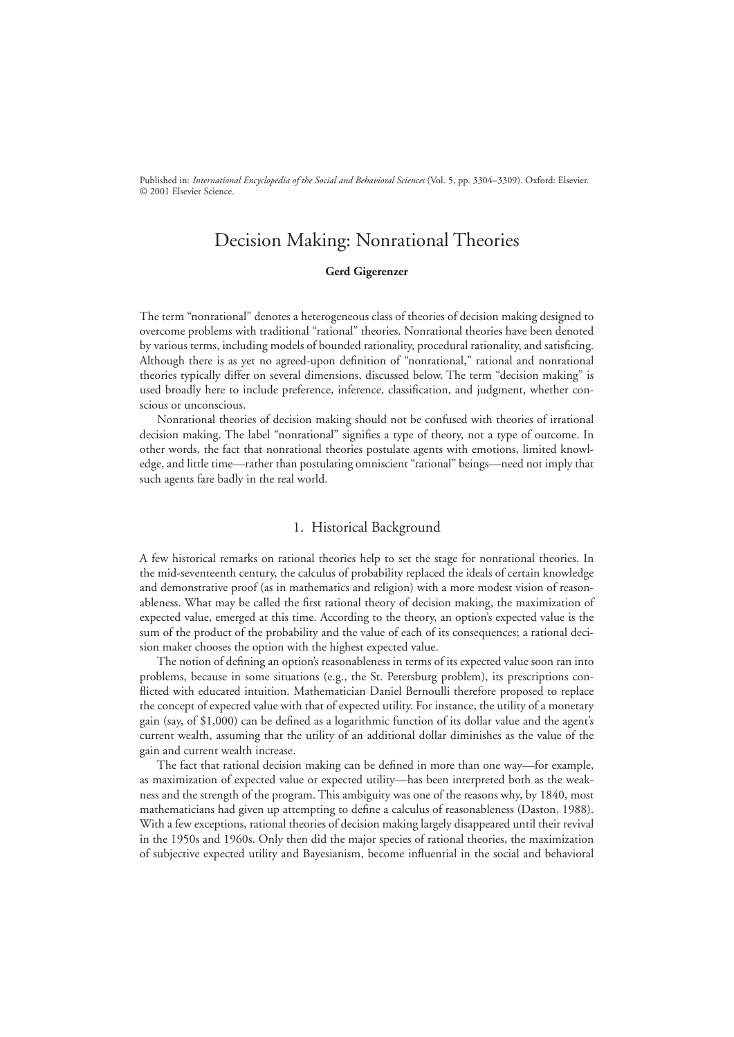Published in: *International Encyclopedia of the Social and Behavioral Sciences* (Vol. 5, pp. 3304–3309). Oxford: Elsevier. © 2001 Elsevier Science.

# Decision Making: Nonrational Theories

**Gerd Gigerenzer**

The term "nonrational" denotes a heterogeneous class of theories of decision making designed to overcome problems with traditional "rational" theories. Nonrational theories have been denoted by various terms, including models of bounded rationality, procedural rationality, and satisficing. Although there is as yet no agreed-upon definition of "nonrational," rational and nonrational theories typically differ on several dimensions, discussed below. The term "decision making" is used broadly here to include preference, inference, classification, and judgment, whether conscious or unconscious.

Nonrational theories of decision making should not be confused with theories of irrational decision making. The label "nonrational" signifies a type of theory, not a type of outcome. In other words, the fact that nonrational theories postulate agents with emotions, limited knowledge, and little time—rather than postulating omniscient "rational" beings—need not imply that such agents fare badly in the real world.

## 1. Historical Background

A few historical remarks on rational theories help to set the stage for nonrational theories. In the mid-seventeenth century, the calculus of probability replaced the ideals of certain knowledge and demonstrative proof (as in mathematics and religion) with a more modest vision of reasonableness. What may be called the first rational theory of decision making, the maximization of expected value, emerged at this time. According to the theory, an option's expected value is the sum of the product of the probability and the value of each of its consequences; a rational decision maker chooses the option with the highest expected value.

The notion of defining an option's reasonableness in terms of its expected value soon ran into problems, because in some situations (e.g., the St. Petersburg problem), its prescriptions conflicted with educated intuition. Mathematician Daniel Bernoulli therefore proposed to replace the concept of expected value with that of expected utility. For instance, the utility of a monetary gain (say, of $1,000) can be defined as a logarithmic function of its dollar value and the agent's current wealth, assuming that the utility of an additional dollar diminishes as the value of the gain and current wealth increase.

The fact that rational decision making can be defined in more than one way—for example, as maximization of expected value or expected utility—has been interpreted both as the weakness and the strength of the program. This ambiguity was one of the reasons why, by 1840, most mathematicians had given up attempting to define a calculus of reasonableness (Daston, 1988). With a few exceptions, rational theories of decision making largely disappeared until their revival in the 1950s and 1960s. Only then did the major species of rational theories, the maximization of subjective expected utility and Bayesianism, become influential in the social and behavioral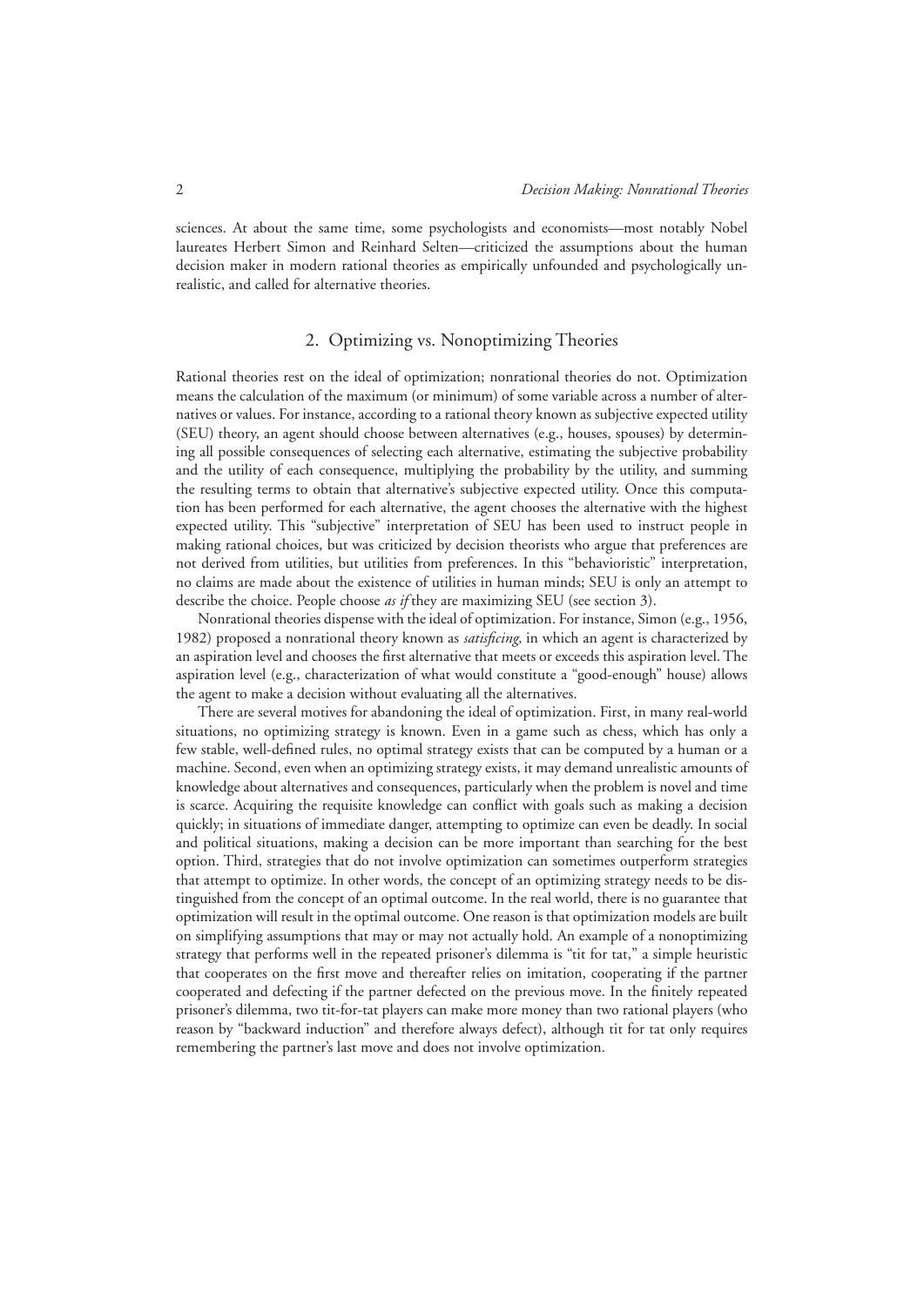sciences. At about the same time, some psychologists and economists—most notably Nobel laureates Herbert Simon and Reinhard Selten—criticized the assumptions about the human decision maker in modern rational theories as empirically unfounded and psychologically unrealistic, and called for alternative theories.

## 2. Optimizing vs. Nonoptimizing Theories

Rational theories rest on the ideal of optimization; nonrational theories do not. Optimization means the calculation of the maximum (or minimum) of some variable across a number of alternatives or values. For instance, according to a rational theory known as subjective expected utility (SEU) theory, an agent should choose between alternatives (e.g., houses, spouses) by determining all possible consequences of selecting each alternative, estimating the subjective probability and the utility of each consequence, multiplying the probability by the utility, and summing the resulting terms to obtain that alternative's subjective expected utility. Once this computation has been performed for each alternative, the agent chooses the alternative with the highest expected utility. This "subjective" interpretation of SEU has been used to instruct people in making rational choices, but was criticized by decision theorists who argue that preferences are not derived from utilities, but utilities from preferences. In this "behavioristic" interpretation, no claims are made about the existence of utilities in human minds; SEU is only an attempt to describe the choice. People choose *as if* they are maximizing SEU (see section 3).

Nonrational theories dispense with the ideal of optimization. For instance, Simon (e.g., 1956, 1982) proposed a nonrational theory known as *satisficing,* in which an agent is characterized by an aspiration level and chooses the first alternative that meets or exceeds this aspiration level. The aspiration level (e.g., characterization of what would constitute a "good-enough" house) allows the agent to make a decision without evaluating all the alternatives.

There are several motives for abandoning the ideal of optimization. First, in many real-world situations, no optimizing strategy is known. Even in a game such as chess, which has only a few stable, well-defined rules, no optimal strategy exists that can be computed by a human or a machine. Second, even when an optimizing strategy exists, it may demand unrealistic amounts of knowledge about alternatives and consequences, particularly when the problem is novel and time is scarce. Acquiring the requisite knowledge can conflict with goals such as making a decision quickly; in situations of immediate danger, attempting to optimize can even be deadly. In social and political situations, making a decision can be more important than searching for the best option. Third, strategies that do not involve optimization can sometimes outperform strategies that attempt to optimize. In other words, the concept of an optimizing strategy needs to be distinguished from the concept of an optimal outcome. In the real world, there is no guarantee that optimization will result in the optimal outcome. One reason is that optimization models are built on simplifying assumptions that may or may not actually hold. An example of a nonoptimizing strategy that performs well in the repeated prisoner's dilemma is "tit for tat," a simple heuristic that cooperates on the first move and thereafter relies on imitation, cooperating if the partner cooperated and defecting if the partner defected on the previous move. In the finitely repeated prisoner's dilemma, two tit-for-tat players can make more money than two rational players (who reason by "backward induction" and therefore always defect), although tit for tat only requires remembering the partner's last move and does not involve optimization.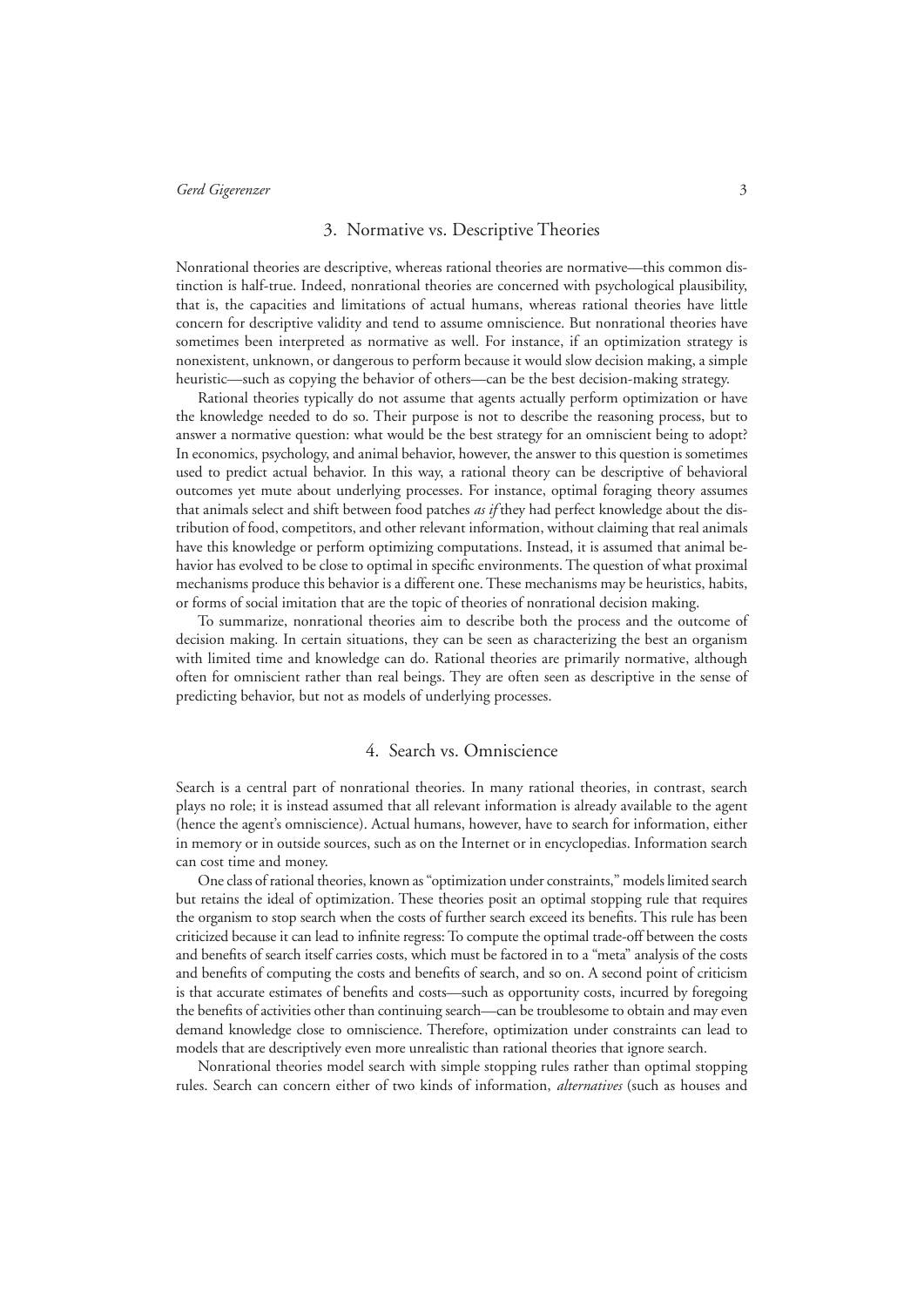## 3. Normative vs. Descriptive Theories

Nonrational theories are descriptive, whereas rational theories are normative—this common distinction is half-true. Indeed, nonrational theories are concerned with psychological plausibility, that is, the capacities and limitations of actual humans, whereas rational theories have little concern for descriptive validity and tend to assume omniscience. But nonrational theories have sometimes been interpreted as normative as well. For instance, if an optimization strategy is nonexistent, unknown, or dangerous to perform because it would slow decision making, a simple heuristic—such as copying the behavior of others—can be the best decision-making strategy.

Rational theories typically do not assume that agents actually perform optimization or have the knowledge needed to do so. Their purpose is not to describe the reasoning process, but to answer a normative question: what would be the best strategy for an omniscient being to adopt? In economics, psychology, and animal behavior, however, the answer to this question is sometimes used to predict actual behavior. In this way, a rational theory can be descriptive of behavioral outcomes yet mute about underlying processes. For instance, optimal foraging theory assumes that animals select and shift between food patches *as if* they had perfect knowledge about the distribution of food, competitors, and other relevant information, without claiming that real animals have this knowledge or perform optimizing computations. Instead, it is assumed that animal behavior has evolved to be close to optimal in specific environments. The question of what proximal mechanisms produce this behavior is a different one. These mechanisms may be heuristics, habits, or forms of social imitation that are the topic of theories of nonrational decision making.

To summarize, nonrational theories aim to describe both the process and the outcome of decision making. In certain situations, they can be seen as characterizing the best an organism with limited time and knowledge can do. Rational theories are primarily normative, although often for omniscient rather than real beings. They are often seen as descriptive in the sense of predicting behavior, but not as models of underlying processes.

## 4. Search vs. Omniscience

Search is a central part of nonrational theories. In many rational theories, in contrast, search plays no role; it is instead assumed that all relevant information is already available to the agent (hence the agent's omniscience). Actual humans, however, have to search for information, either in memory or in outside sources, such as on the Internet or in encyclopedias. Information search can cost time and money.

One class of rational theories, known as "optimization under constraints," models limited search but retains the ideal of optimization. These theories posit an optimal stopping rule that requires the organism to stop search when the costs of further search exceed its benefits. This rule has been criticized because it can lead to infinite regress: To compute the optimal trade-off between the costs and benefits of search itself carries costs, which must be factored in to a "meta" analysis of the costs and benefits of computing the costs and benefits of search, and so on. A second point of criticism is that accurate estimates of benefits and costs—such as opportunity costs, incurred by foregoing the benefits of activities other than continuing search—can be troublesome to obtain and may even demand knowledge close to omniscience. Therefore, optimization under constraints can lead to models that are descriptively even more unrealistic than rational theories that ignore search.

Nonrational theories model search with simple stopping rules rather than optimal stopping rules. Search can concern either of two kinds of information, *alternatives* (such as houses and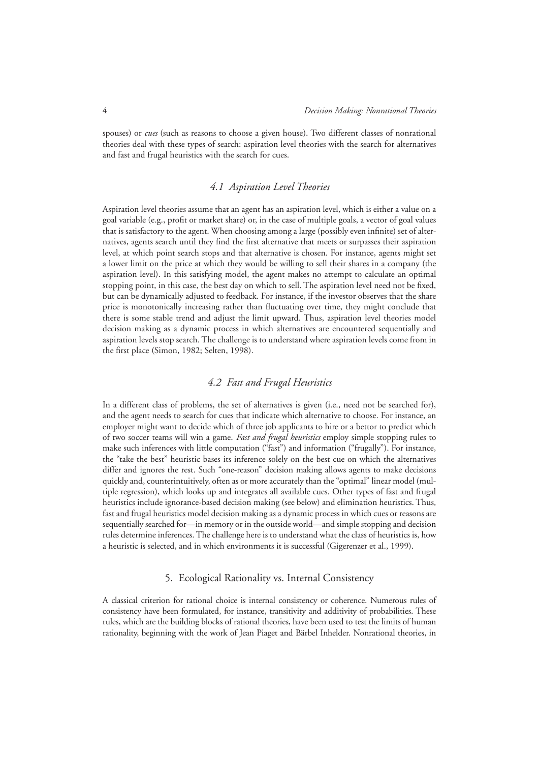spouses) or *cues* (such as reasons to choose a given house). Two different classes of nonrational theories deal with these types of search: aspiration level theories with the search for alternatives and fast and frugal heuristics with the search for cues.

### 4.1 Aspiration Level Theories

Aspiration level theories assume that an agent has an aspiration level, which is either a value on a goal variable (e.g., profit or market share) or, in the case of multiple goals, a vector of goal values that is satisfactory to the agent. When choosing among a large (possibly even infinite) set of alternatives, agents search until they find the first alternative that meets or surpasses their aspiration level, at which point search stops and that alternative is chosen. For instance, agents might set a lower limit on the price at which they would be willing to sell their shares in a company (the aspiration level). In this satisfying model, the agent makes no attempt to calculate an optimal stopping point, in this case, the best day on which to sell. The aspiration level need not be fixed, but can be dynamically adjusted to feedback. For instance, if the investor observes that the share price is monotonically increasing rather than fluctuating over time, they might conclude that there is some stable trend and adjust the limit upward. Thus, aspiration level theories model decision making as a dynamic process in which alternatives are encountered sequentially and aspiration levels stop search. The challenge is to understand where aspiration levels come from in the first place (Simon, 1982; Selten, 1998).

### 4.2 Fast and Frugal Heuristics

In a different class of problems, the set of alternatives is given (i.e., need not be searched for), and the agent needs to search for cues that indicate which alternative to choose. For instance, an employer might want to decide which of three job applicants to hire or a bettor to predict which of two soccer teams will win a game. *Fast and frugal heuristics* employ simple stopping rules to make such inferences with little computation ("fast") and information ("frugally"). For instance, the "take the best" heuristic bases its inference solely on the best cue on which the alternatives differ and ignores the rest. Such "one-reason" decision making allows agents to make decisions quickly and, counterintuitively, often as or more accurately than the "optimal" linear model (multiple regression), which looks up and integrates all available cues. Other types of fast and frugal heuristics include ignorance-based decision making (see below) and elimination heuristics. Thus, fast and frugal heuristics model decision making as a dynamic process in which cues or reasons are sequentially searched for—in memory or in the outside world—and simple stopping and decision rules determine inferences. The challenge here is to understand what the class of heuristics is, how a heuristic is selected, and in which environments it is successful (Gigerenzer et al., 1999).

## 5. Ecological Rationality vs. Internal Consistency

A classical criterion for rational choice is internal consistency or coherence. Numerous rules of consistency have been formulated, for instance, transitivity and additivity of probabilities. These rules, which are the building blocks of rational theories, have been used to test the limits of human rationality, beginning with the work of Jean Piaget and Bärbel Inhelder. Nonrational theories, in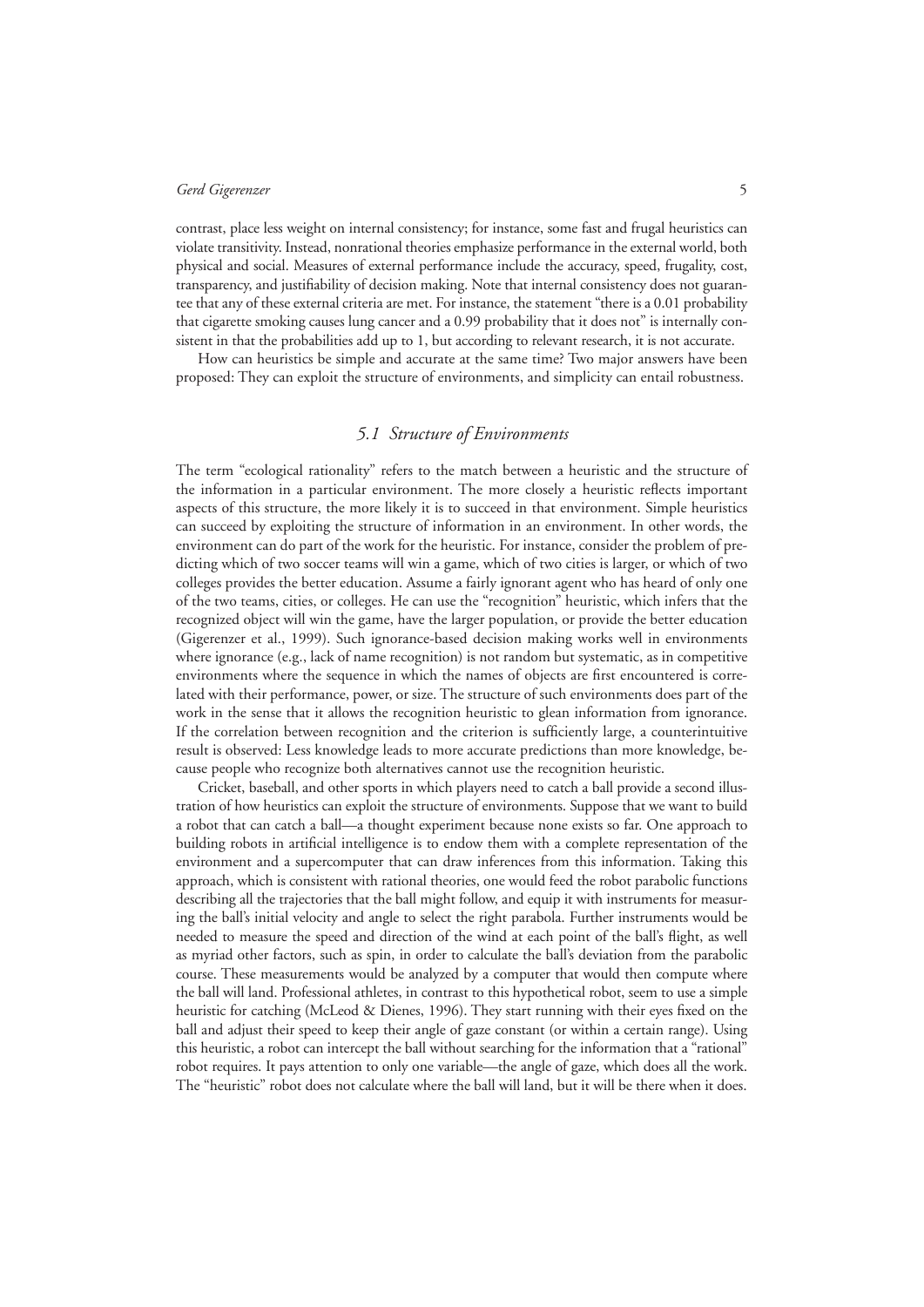contrast, place less weight on internal consistency; for instance, some fast and frugal heuristics can violate transitivity. Instead, nonrational theories emphasize performance in the external world, both physical and social. Measures of external performance include the accuracy, speed, frugality, cost, transparency, and justifiability of decision making. Note that internal consistency does not guarantee that any of these external criteria are met. For instance, the statement "there is a 0.01 probability that cigarette smoking causes lung cancer and a 0.99 probability that it does not" is internally consistent in that the probabilities add up to 1, but according to relevant research, it is not accurate.

How can heuristics be simple and accurate at the same time? Two major answers have been proposed: They can exploit the structure of environments, and simplicity can entail robustness.

## *5.1 Structure of Environments*

The term "ecological rationality" refers to the match between a heuristic and the structure of the information in a particular environment. The more closely a heuristic reflects important aspects of this structure, the more likely it is to succeed in that environment. Simple heuristics can succeed by exploiting the structure of information in an environment. In other words, the environment can do part of the work for the heuristic. For instance, consider the problem of predicting which of two soccer teams will win a game, which of two cities is larger, or which of two colleges provides the better education. Assume a fairly ignorant agent who has heard of only one of the two teams, cities, or colleges. He can use the "recognition" heuristic, which infers that the recognized object will win the game, have the larger population, or provide the better education (Gigerenzer et al., 1999). Such ignorance-based decision making works well in environments where ignorance (e.g., lack of name recognition) is not random but systematic, as in competitive environments where the sequence in which the names of objects are first encountered is correlated with their performance, power, or size. The structure of such environments does part of the work in the sense that it allows the recognition heuristic to glean information from ignorance. If the correlation between recognition and the criterion is sufficiently large, a counterintuitive result is observed: Less knowledge leads to more accurate predictions than more knowledge, because people who recognize both alternatives cannot use the recognition heuristic.

Cricket, baseball, and other sports in which players need to catch a ball provide a second illustration of how heuristics can exploit the structure of environments. Suppose that we want to build a robot that can catch a ball—a thought experiment because none exists so far. One approach to building robots in artificial intelligence is to endow them with a complete representation of the environment and a supercomputer that can draw inferences from this information. Taking this approach, which is consistent with rational theories, one would feed the robot parabolic functions describing all the trajectories that the ball might follow, and equip it with instruments for measuring the ball's initial velocity and angle to select the right parabola. Further instruments would be needed to measure the speed and direction of the wind at each point of the ball's flight, as well as myriad other factors, such as spin, in order to calculate the ball's deviation from the parabolic course. These measurements would be analyzed by a computer that would then compute where the ball will land. Professional athletes, in contrast to this hypothetical robot, seem to use a simple heuristic for catching (McLeod & Dienes, 1996). They start running with their eyes fixed on the ball and adjust their speed to keep their angle of gaze constant (or within a certain range). Using this heuristic, a robot can intercept the ball without searching for the information that a "rational" robot requires. It pays attention to only one variable—the angle of gaze, which does all the work. The "heuristic" robot does not calculate where the ball will land, but it will be there when it does.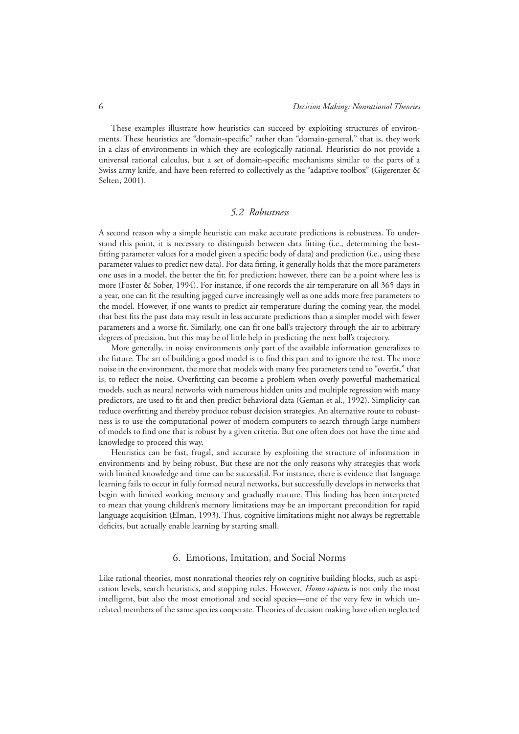These examples illustrate how heuristics can succeed by exploiting structures of environments. These heuristics are "domain-specific" rather than "domain-general," that is, they work in a class of environments in which they are ecologically rational. Heuristics do not provide a universal rational calculus, but a set of domain-specific mechanisms similar to the parts of a Swiss army knife, and have been referred to collectively as the "adaptive toolbox" (Gigerenzer & Selten, 2001).

### *5.2 Robustness*

A second reason why a simple heuristic can make accurate predictions is robustness. To understand this point, it is necessary to distinguish between data fitting (i.e., determining the best-fitting parameter values for a model given a specific body of data) and prediction (i.e., using these parameter values to predict new data). For data fitting, it generally holds that the more parameters one uses in a model, the better the fit; for prediction; however, there can be a point where less is more (Foster & Sober, 1994). For instance, if one records the air temperature on all 365 days in a year, one can fit the resulting jagged curve increasingly well as one adds more free parameters to the model. However, if one wants to predict air temperature during the coming year, the model that best fits the past data may result in less accurate predictions than a simpler model with fewer parameters and a worse fit. Similarly, one can fit one ball's trajectory through the air to arbitrary degrees of precision, but this may be of little help in predicting the next ball's trajectory.

More generally, in noisy environments only part of the available information generalizes to the future. The art of building a good model is to find this part and to ignore the rest. The more noise in the environment, the more that models with many free parameters tend to "overfit," that is, to reflect the noise. Overfitting can become a problem when overly powerful mathematical models, such as neural networks with numerous hidden units and multiple regression with many predictors, are used to fit and then predict behavioral data (Geman et al., 1992). Simplicity can reduce overfitting and thereby produce robust decision strategies. An alternative route to robustness is to use the computational power of modern computers to search through large numbers of models to find one that is robust by a given criteria. But one often does not have the time and knowledge to proceed this way.

Heuristics can be fast, frugal, and accurate by exploiting the structure of information in environments and by being robust. But these are not the only reasons why strategies that work with limited knowledge and time can be successful. For instance, there is evidence that language learning fails to occur in fully formed neural networks, but successfully develops in networks that begin with limited working memory and gradually mature. This finding has been interpreted to mean that young children's memory limitations may be an important precondition for rapid language acquisition (Elman, 1993). Thus, cognitive limitations might not always be regrettable deficits, but actually enable learning by starting small.

## 6. Emotions, Imitation, and Social Norms

Like rational theories, most nonrational theories rely on cognitive building blocks, such as aspiration levels, search heuristics, and stopping rules. However, *Homo sapiens* is not only the most intelligent, but also the most emotional and social species—one of the very few in which unrelated members of the same species cooperate. Theories of decision making have often neglected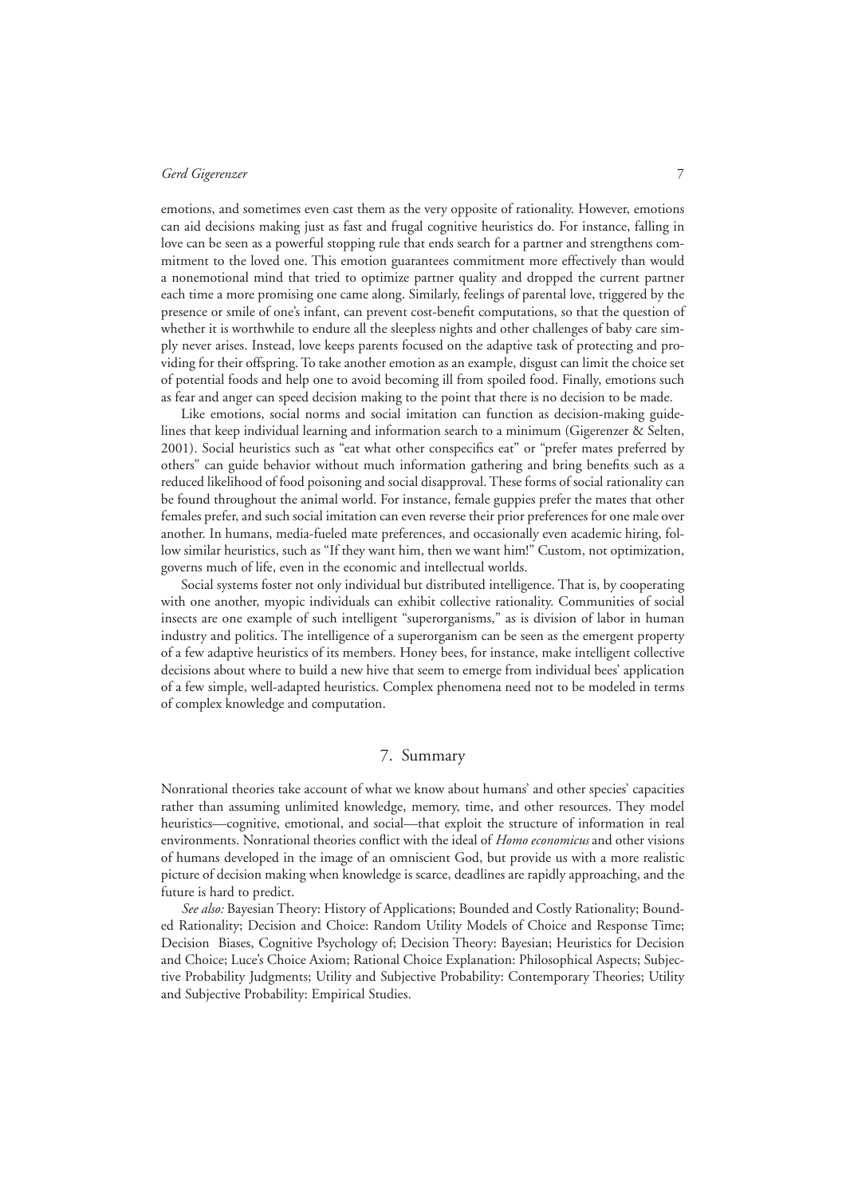emotions, and sometimes even cast them as the very opposite of rationality. However, emotions can aid decisions making just as fast and frugal cognitive heuristics do. For instance, falling in love can be seen as a powerful stopping rule that ends search for a partner and strengthens commitment to the loved one. This emotion guarantees commitment more effectively than would a nonemotional mind that tried to optimize partner quality and dropped the current partner each time a more promising one came along. Similarly, feelings of parental love, triggered by the presence or smile of one's infant, can prevent cost-benefit computations, so that the question of whether it is worthwhile to endure all the sleepless nights and other challenges of baby care simply never arises. Instead, love keeps parents focused on the adaptive task of protecting and providing for their offspring. To take another emotion as an example, disgust can limit the choice set of potential foods and help one to avoid becoming ill from spoiled food. Finally, emotions such as fear and anger can speed decision making to the point that there is no decision to be made.

Like emotions, social norms and social imitation can function as decision-making guidelines that keep individual learning and information search to a minimum (Gigerenzer & Selten, 2001). Social heuristics such as "eat what other conspecifics eat" or "prefer mates preferred by others" can guide behavior without much information gathering and bring benefits such as a reduced likelihood of food poisoning and social disapproval. These forms of social rationality can be found throughout the animal world. For instance, female guppies prefer the mates that other females prefer, and such social imitation can even reverse their prior preferences for one male over another. In humans, media-fueled mate preferences, and occasionally even academic hiring, follow similar heuristics, such as "If they want him, then we want him!" Custom, not optimization, governs much of life, even in the economic and intellectual worlds.

Social systems foster not only individual but distributed intelligence. That is, by cooperating with one another, myopic individuals can exhibit collective rationality. Communities of social insects are one example of such intelligent "superorganisms," as is division of labor in human industry and politics. The intelligence of a superorganism can be seen as the emergent property of a few adaptive heuristics of its members. Honey bees, for instance, make intelligent collective decisions about where to build a new hive that seem to emerge from individual bees' application of a few simple, well-adapted heuristics. Complex phenomena need not to be modeled in terms of complex knowledge and computation.

## 7. Summary

Nonrational theories take account of what we know about humans' and other species' capacities rather than assuming unlimited knowledge, memory, time, and other resources. They model heuristics—cognitive, emotional, and social—that exploit the structure of information in real environments. Nonrational theories conflict with the ideal of *Homo economicus* and other visions of humans developed in the image of an omniscient God, but provide us with a more realistic picture of decision making when knowledge is scarce, deadlines are rapidly approaching, and the future is hard to predict.

*See also:* Bayesian Theory: History of Applications; Bounded and Costly Rationality; Bounded Rationality; Decision and Choice: Random Utility Models of Choice and Response Time; Decision Biases, Cognitive Psychology of; Decision Theory: Bayesian; Heuristics for Decision and Choice; Luce's Choice Axiom; Rational Choice Explanation: Philosophical Aspects; Subjective Probability Judgments; Utility and Subjective Probability: Contemporary Theories; Utility and Subjective Probability: Empirical Studies.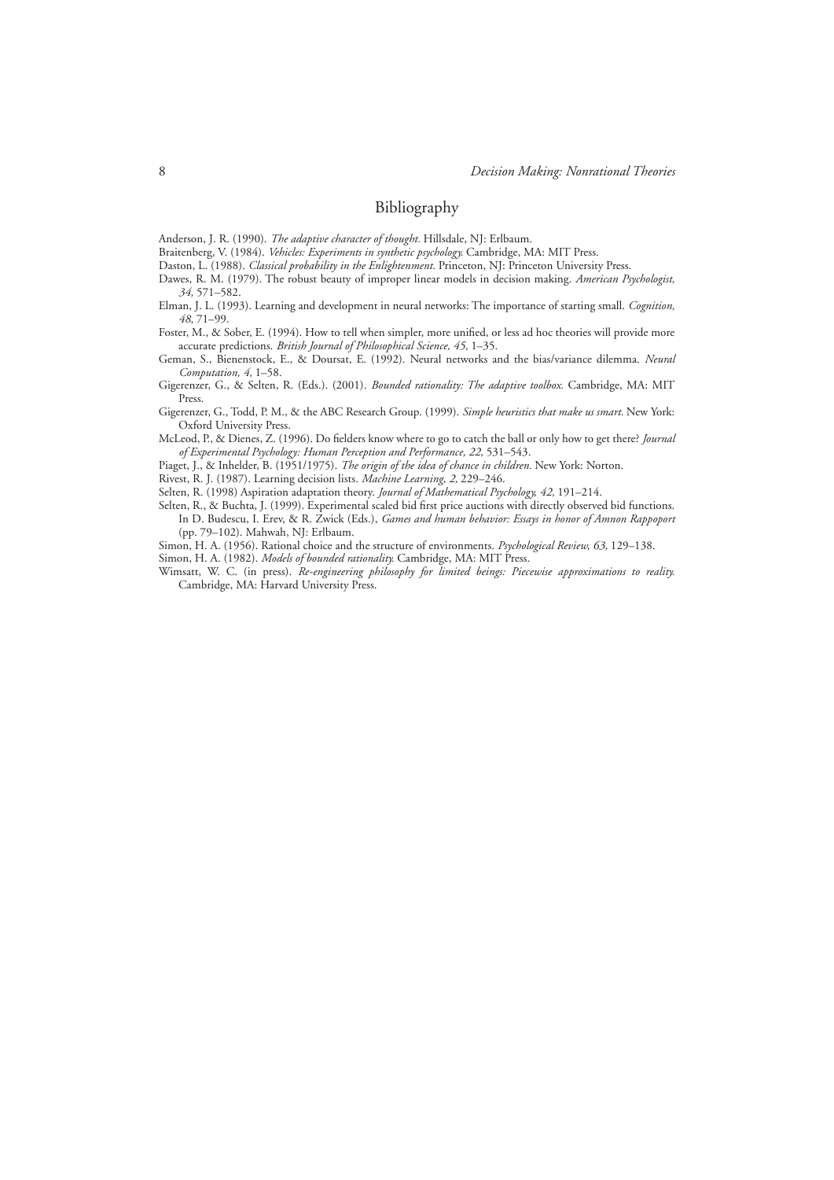## Bibliography

Anderson, J. R. (1990). *The adaptive character of thought.* Hillsdale, NJ: Erlbaum.

Braitenberg, V. (1984). *Vehicles: Experiments in synthetic psychology.* Cambridge, MA: MIT Press.

Daston, L. (1988). *Classical probability in the Enlightenment.* Princeton, NJ: Princeton University Press.

Dawes, R. M. (1979). The robust beauty of improper linear models in decision making. *American Psychologist, 34,* 571–582.

Elman, J. L. (1993). Learning and development in neural networks: The importance of starting small. *Cognition, 48,* 71–99.

Foster, M., & Sober, E. (1994). How to tell when simpler, more unified, or less ad hoc theories will provide more accurate predictions. *British Journal of Philosophical Science, 45,* 1–35.

Geman, S., Bienenstock, E., & Doursat, E. (1992). Neural networks and the bias/variance dilemma. *Neural Computation, 4,* 1–58.

Gigerenzer, G., & Selten, R. (Eds.). (2001). *Bounded rationality: The adaptive toolbox.* Cambridge, MA: MIT Press.

Gigerenzer, G., Todd, P. M., & the ABC Research Group. (1999). *Simple heuristics that make us smart.* New York: Oxford University Press.

McLeod, P., & Dienes, Z. (1996). Do fielders know where to go to catch the ball or only how to get there? *Journal of Experimental Psychology: Human Perception and Performance, 22,* 531–543.

Piaget, J., & Inhelder, B. (1951/1975). *The origin of the idea of chance in children.* New York: Norton.

Rivest, R. J. (1987). Learning decision lists. *Machine Learning, 2,* 229–246.

Selten, R. (1998) Aspiration adaptation theory. *Journal of Mathematical Psychology, 42,* 191–214.

Selten, R., & Buchta, J. (1999). Experimental scaled bid first price auctions with directly observed bid functions. In D. Budescu, I. Erev, & R. Zwick (Eds.), *Games and human behavior: Essays in honor of Amnon Rappoport* (pp. 79–102). Mahwah, NJ: Erlbaum.

Simon, H. A. (1956). Rational choice and the structure of environments. *Psychological Review, 63,* 129–138.

Simon, H. A. (1982). *Models of bounded rationality.* Cambridge, MA: MIT Press.

Wimsatt, W. C. (in press). *Re-engineering philosophy for limited beings: Piecewise approximations to reality.* Cambridge, MA: Harvard University Press.